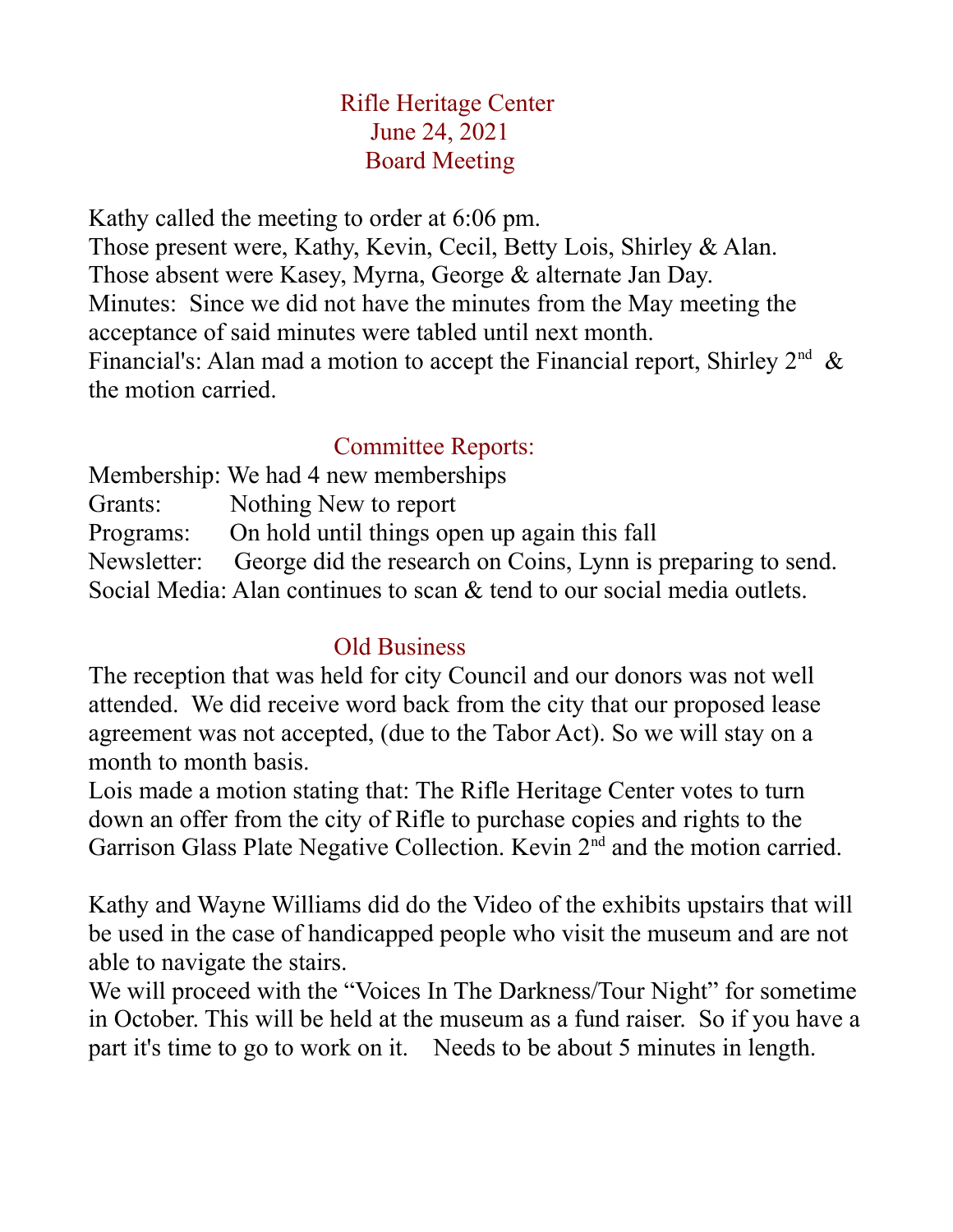# Rifle Heritage Center
## June 24, 2021
## Board Meeting

Kathy called the meeting to order at 6:06 pm.
Those present were, Kathy, Kevin, Cecil, Betty Lois, Shirley & Alan.
Those absent were Kasey, Myrna, George & alternate Jan Day.
Minutes: Since we did not have the minutes from the May meeting the acceptance of said minutes were tabled until next month.
Financial's: Alan mad a motion to accept the Financial report, Shirley 2nd & the motion carried.

## Committee Reports:

Membership: We had 4 new memberships
Grants: Nothing New to report
Programs: On hold until things open up again this fall
Newsletter: George did the research on Coins, Lynn is preparing to send.
Social Media: Alan continues to scan & tend to our social media outlets.

## Old Business

The reception that was held for city Council and our donors was not well attended. We did receive word back from the city that our proposed lease agreement was not accepted, (due to the Tabor Act). So we will stay on a month to month basis.
Lois made a motion stating that: The Rifle Heritage Center votes to turn down an offer from the city of Rifle to purchase copies and rights to the Garrison Glass Plate Negative Collection. Kevin 2nd and the motion carried.

Kathy and Wayne Williams did do the Video of the exhibits upstairs that will be used in the case of handicapped people who visit the museum and are not able to navigate the stairs.
We will proceed with the "Voices In The Darkness/Tour Night" for sometime in October. This will be held at the museum as a fund raiser. So if you have a part it's time to go to work on it. Needs to be about 5 minutes in length.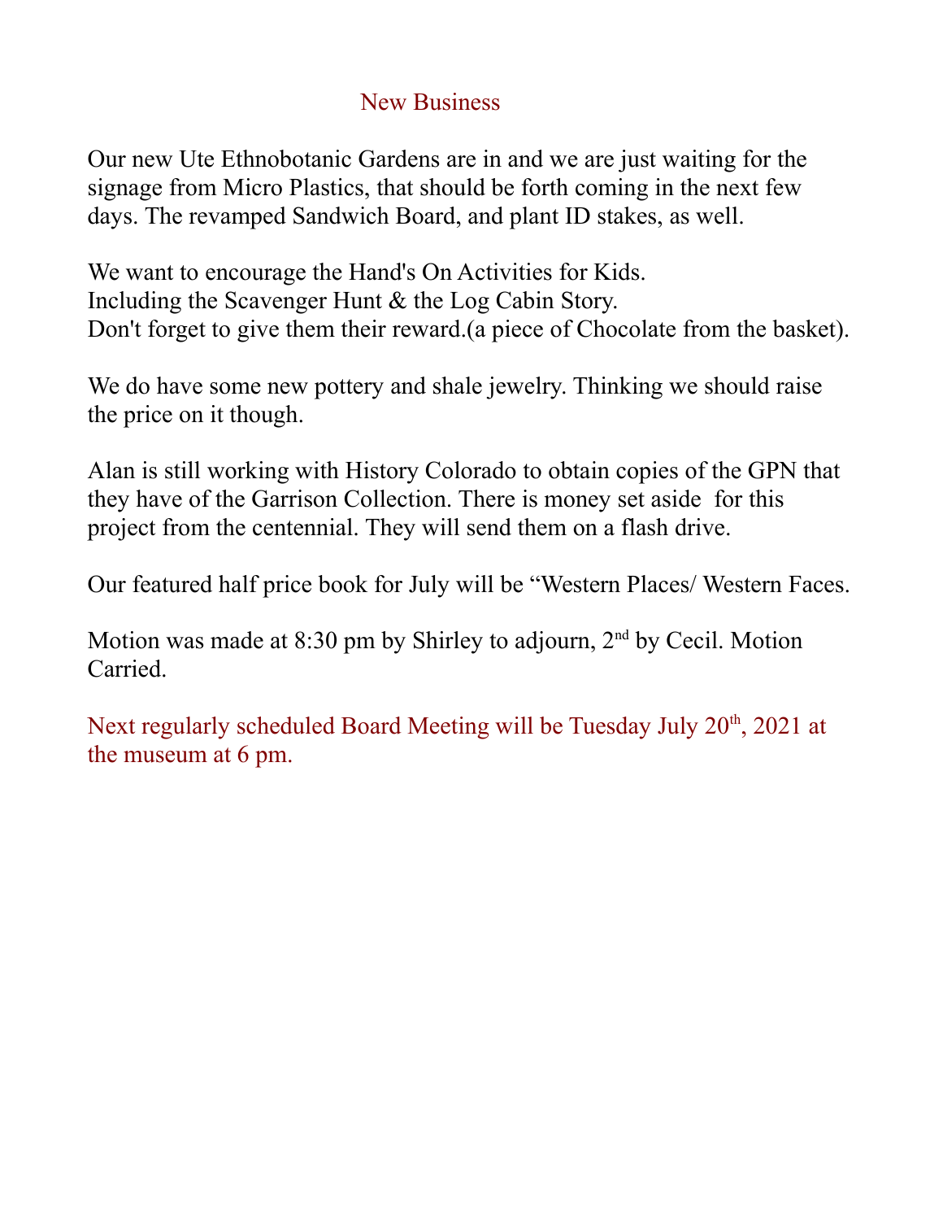## New Business

Our new Ute Ethnobotanic Gardens are in and we are just waiting for the signage from Micro Plastics, that should be forth coming in the next few days. The revamped Sandwich Board, and plant ID stakes, as well.

We want to encourage the Hand's On Activities for Kids.
Including the Scavenger Hunt & the Log Cabin Story.
Don't forget to give them their reward.(a piece of Chocolate from the basket).

We do have some new pottery and shale jewelry. Thinking we should raise the price on it though.

Alan is still working with History Colorado to obtain copies of the GPN that they have of the Garrison Collection. There is money set aside  for this project from the centennial. They will send them on a flash drive.

Our featured half price book for July will be "Western Places/ Western Faces.

Motion was made at 8:30 pm by Shirley to adjourn, 2nd by Cecil. Motion Carried.

Next regularly scheduled Board Meeting will be Tuesday July 20th, 2021 at the museum at 6 pm.